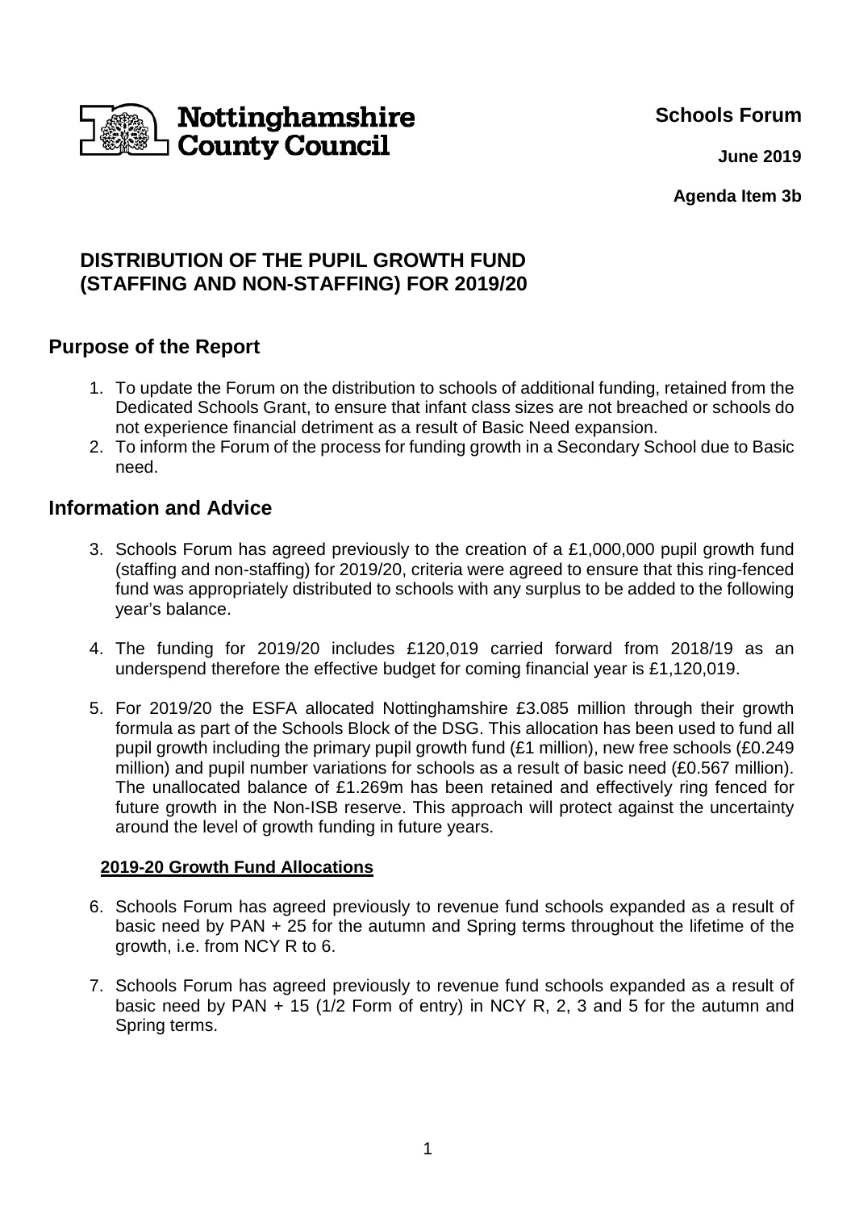Nottinghamshire County Council

**Schools Forum**

**June 2019**

**Agenda Item 3b**

# DISTRIBUTION OF THE PUPIL GROWTH FUND (STAFFING AND NON-STAFFING) FOR 2019/20

## Purpose of the Report

1. To update the Forum on the distribution to schools of additional funding, retained from the Dedicated Schools Grant, to ensure that infant class sizes are not breached or schools do not experience financial detriment as a result of Basic Need expansion.
2. To inform the Forum of the process for funding growth in a Secondary School due to Basic need.

## Information and Advice

3. Schools Forum has agreed previously to the creation of a £1,000,000 pupil growth fund (staffing and non-staffing) for 2019/20, criteria were agreed to ensure that this ring-fenced fund was appropriately distributed to schools with any surplus to be added to the following year's balance.

4. The funding for 2019/20 includes £120,019 carried forward from 2018/19 as an underspend therefore the effective budget for coming financial year is £1,120,019.

5. For 2019/20 the ESFA allocated Nottinghamshire £3.085 million through their growth formula as part of the Schools Block of the DSG. This allocation has been used to fund all pupil growth including the primary pupil growth fund (£1 million), new free schools (£0.249 million) and pupil number variations for schools as a result of basic need (£0.567 million). The unallocated balance of £1.269m has been retained and effectively ring fenced for future growth in the Non-ISB reserve. This approach will protect against the uncertainty around the level of growth funding in future years.

### 2019-20 Growth Fund Allocations

6. Schools Forum has agreed previously to revenue fund schools expanded as a result of basic need by PAN + 25 for the autumn and Spring terms throughout the lifetime of the growth, i.e. from NCY R to 6.

7. Schools Forum has agreed previously to revenue fund schools expanded as a result of basic need by PAN + 15 (1/2 Form of entry) in NCY R, 2, 3 and 5 for the autumn and Spring terms.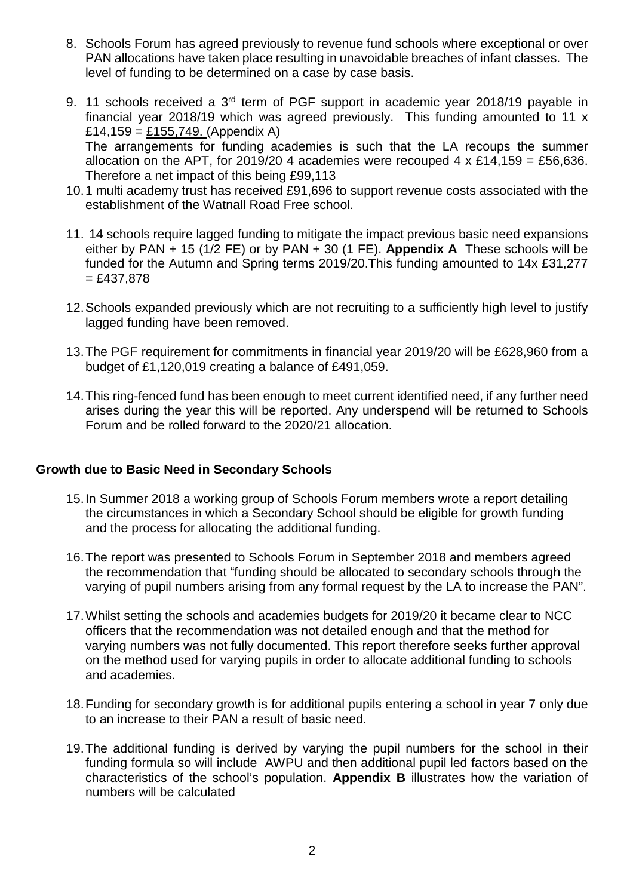8. Schools Forum has agreed previously to revenue fund schools where exceptional or over PAN allocations have taken place resulting in unavoidable breaches of infant classes. The level of funding to be determined on a case by case basis.

9. 11 schools received a 3rd term of PGF support in academic year 2018/19 payable in financial year 2018/19 which was agreed previously. This funding amounted to 11 x £14,159 = £155,749. (Appendix A)
   The arrangements for funding academies is such that the LA recoups the summer allocation on the APT, for 2019/20 4 academies were recouped 4 x £14,159 = £56,636. Therefore a net impact of this being £99,113

10. 1 multi academy trust has received £91,696 to support revenue costs associated with the establishment of the Watnall Road Free school.

11. 14 schools require lagged funding to mitigate the impact previous basic need expansions either by PAN + 15 (1/2 FE) or by PAN + 30 (1 FE). **Appendix A** These schools will be funded for the Autumn and Spring terms 2019/20.This funding amounted to 14x £31,277 = £437,878

12. Schools expanded previously which are not recruiting to a sufficiently high level to justify lagged funding have been removed.

13. The PGF requirement for commitments in financial year 2019/20 will be £628,960 from a budget of £1,120,019 creating a balance of £491,059.

14. This ring-fenced fund has been enough to meet current identified need, if any further need arises during the year this will be reported. Any underspend will be returned to Schools Forum and be rolled forward to the 2020/21 allocation.

**Growth due to Basic Need in Secondary Schools**

15. In Summer 2018 a working group of Schools Forum members wrote a report detailing the circumstances in which a Secondary School should be eligible for growth funding and the process for allocating the additional funding.

16. The report was presented to Schools Forum in September 2018 and members agreed the recommendation that "funding should be allocated to secondary schools through the varying of pupil numbers arising from any formal request by the LA to increase the PAN".

17. Whilst setting the schools and academies budgets for 2019/20 it became clear to NCC officers that the recommendation was not detailed enough and that the method for varying numbers was not fully documented. This report therefore seeks further approval on the method used for varying pupils in order to allocate additional funding to schools and academies.

18. Funding for secondary growth is for additional pupils entering a school in year 7 only due to an increase to their PAN a result of basic need.

19. The additional funding is derived by varying the pupil numbers for the school in their funding formula so will include AWPU and then additional pupil led factors based on the characteristics of the school's population. **Appendix B** illustrates how the variation of numbers will be calculated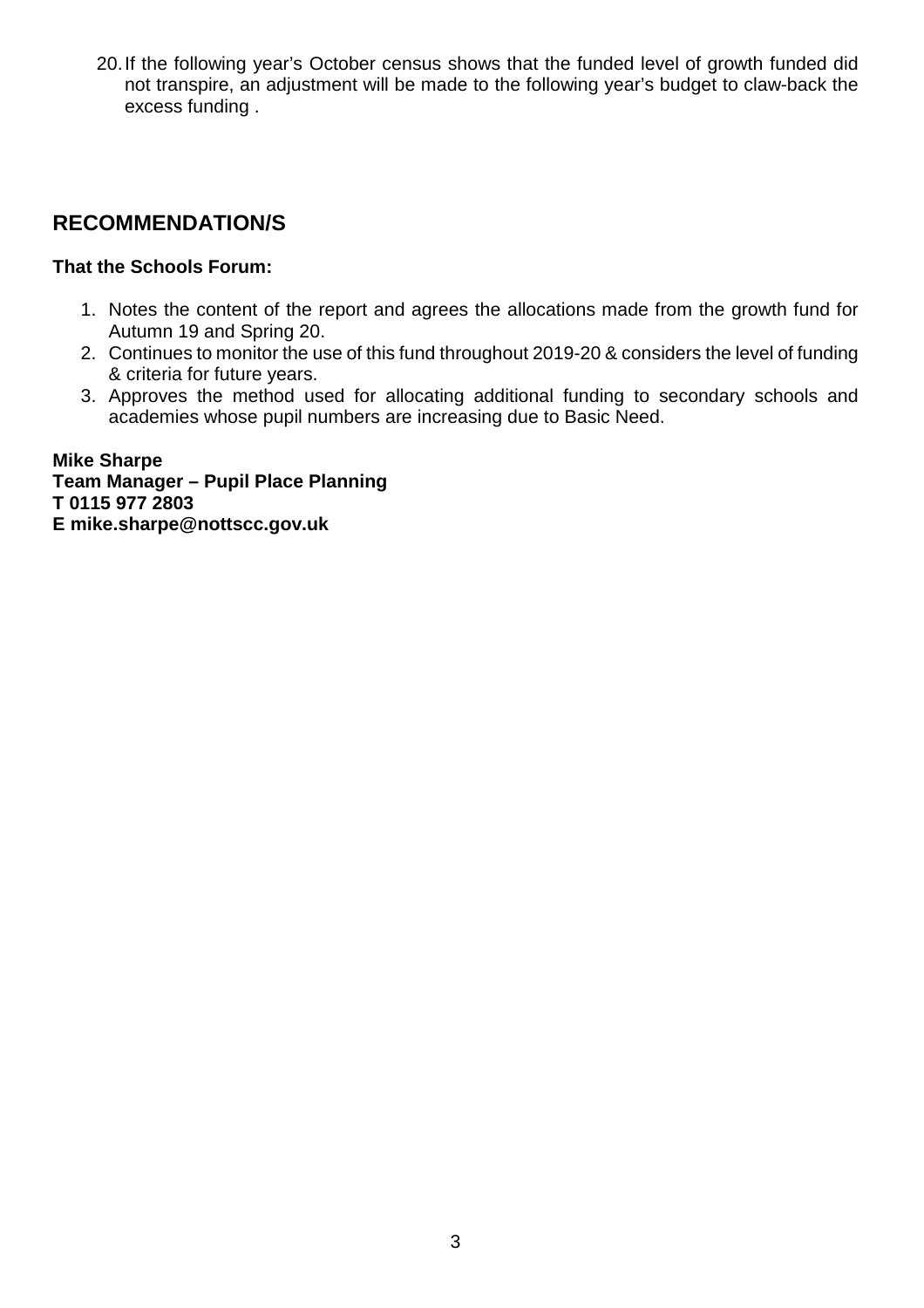20. If the following year's October census shows that the funded level of growth funded did not transpire, an adjustment will be made to the following year's budget to claw-back the excess funding .

## RECOMMENDATION/S

**That the Schools Forum:**

1. Notes the content of the report and agrees the allocations made from the growth fund for Autumn 19 and Spring 20.
2. Continues to monitor the use of this fund throughout 2019-20 & considers the level of funding & criteria for future years.
3. Approves the method used for allocating additional funding to secondary schools and academies whose pupil numbers are increasing due to Basic Need.

**Mike Sharpe**
**Team Manager – Pupil Place Planning**
**T 0115 977 2803**
**E mike.sharpe@nottscc.gov.uk**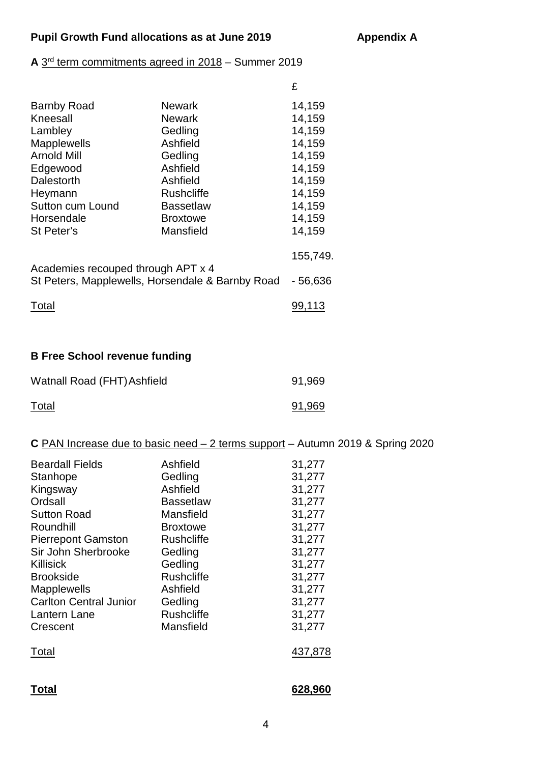**Pupil Growth Fund allocations as at June 2019** **Appendix A**

**A** 3rd term commitments agreed in 2018 – Summer 2019

| | | £ |
|---|---|---|
| Barnby Road | Newark | 14,159 |
| Kneesall | Newark | 14,159 |
| Lambley | Gedling | 14,159 |
| Mapplewells | Ashfield | 14,159 |
| Arnold Mill | Gedling | 14,159 |
| Edgewood | Ashfield | 14,159 |
| Dalestorth | Ashfield | 14,159 |
| Heymann | Rushcliffe | 14,159 |
| Sutton cum Lound | Bassetlaw | 14,159 |
| Horsendale | Broxtowe | 14,159 |
| St Peter's | Mansfield | 14,159 |
| | | 155,749. |
| Academies recouped through APT x 4 St Peters, Mapplewells, Horsendale & Barnby Road | | - 56,636 |
| Total | | 99,113 |

**B Free School revenue funding**

| | | |
|---|---|---|
| Watnall Road (FHT) | Ashfield | 91,969 |
| Total | | 91,969 |

**C** PAN Increase due to basic need – 2 terms support – Autumn 2019 & Spring 2020

| | | |
|---|---|---|
| Beardall Fields | Ashfield | 31,277 |
| Stanhope | Gedling | 31,277 |
| Kingsway | Ashfield | 31,277 |
| Ordsall | Bassetlaw | 31,277 |
| Sutton Road | Mansfield | 31,277 |
| Roundhill | Broxtowe | 31,277 |
| Pierrepont Gamston | Rushcliffe | 31,277 |
| Sir John Sherbrooke | Gedling | 31,277 |
| Killisick | Gedling | 31,277 |
| Brookside | Rushcliffe | 31,277 |
| Mapplewells | Ashfield | 31,277 |
| Carlton Central Junior | Gedling | 31,277 |
| Lantern Lane | Rushcliffe | 31,277 |
| Crescent | Mansfield | 31,277 |
| Total | | 437,878 |

**Total** **628,960**